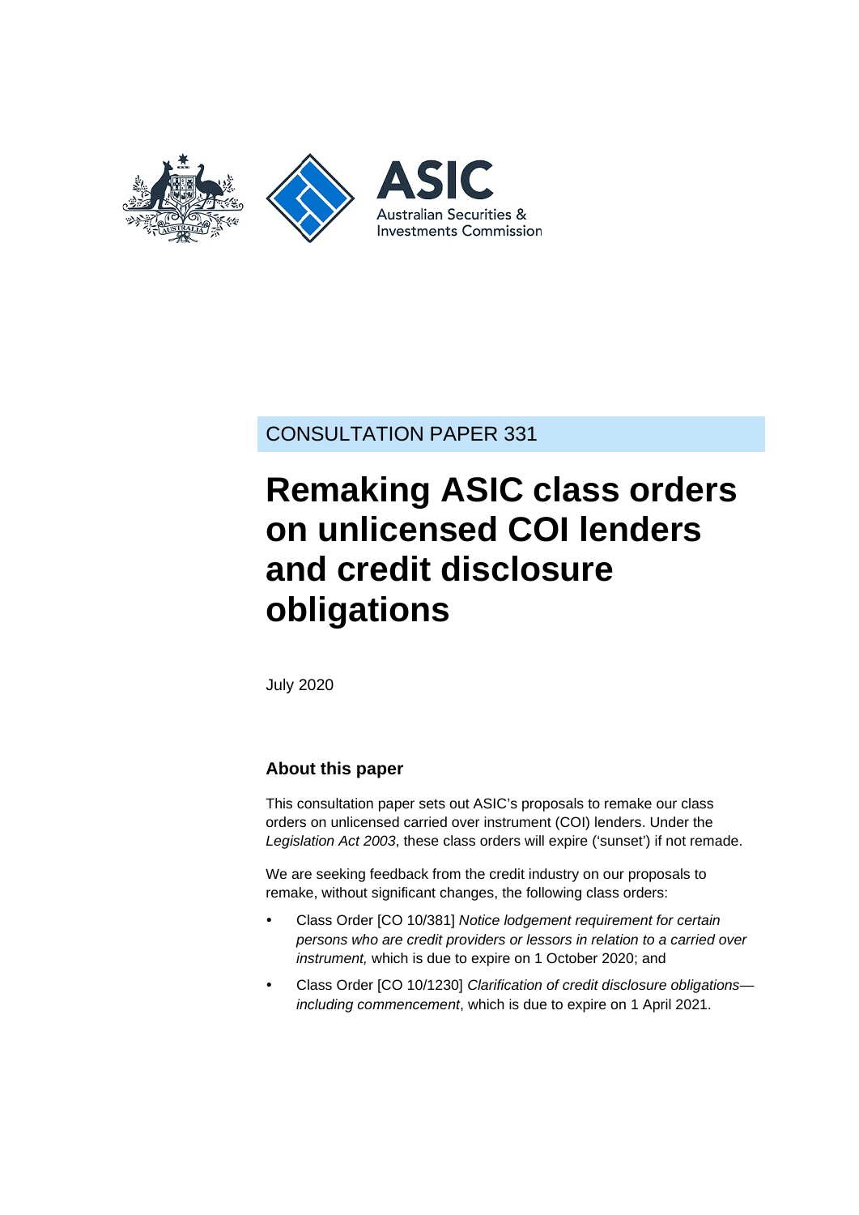CONSULTATION PAPER 331

# Remaking ASIC class orders on unlicensed COI lenders and credit disclosure obligations

July 2020

### About this paper

This consultation paper sets out ASIC's proposals to remake our class orders on unlicensed carried over instrument (COI) lenders. Under the *Legislation Act 2003*, these class orders will expire ('sunset') if not remade.

We are seeking feedback from the credit industry on our proposals to remake, without significant changes, the following class orders:

- Class Order [CO 10/381] *Notice lodgement requirement for certain persons who are credit providers or lessors in relation to a carried over instrument,* which is due to expire on 1 October 2020; and
- Class Order [CO 10/1230] *Clarification of credit disclosure obligations—including commencement*, which is due to expire on 1 April 2021.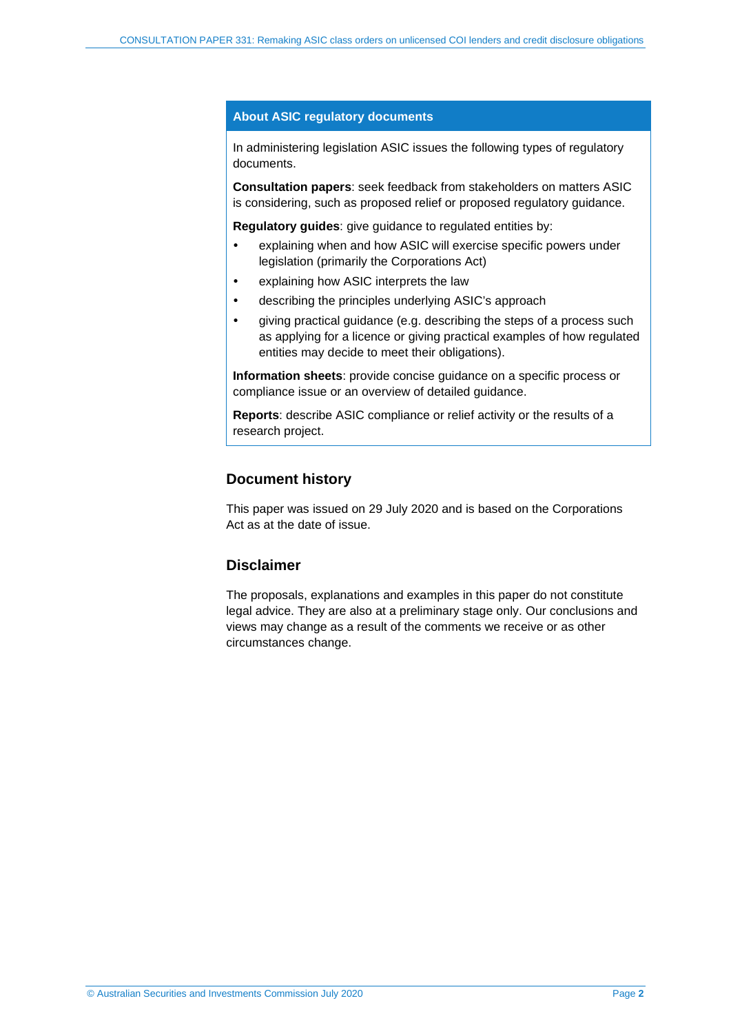## About ASIC regulatory documents

In administering legislation ASIC issues the following types of regulatory documents.

**Consultation papers**: seek feedback from stakeholders on matters ASIC is considering, such as proposed relief or proposed regulatory guidance.

**Regulatory guides**: give guidance to regulated entities by:

- explaining when and how ASIC will exercise specific powers under legislation (primarily the Corporations Act)
- explaining how ASIC interprets the law
- describing the principles underlying ASIC's approach
- giving practical guidance (e.g. describing the steps of a process such as applying for a licence or giving practical examples of how regulated entities may decide to meet their obligations).

**Information sheets**: provide concise guidance on a specific process or compliance issue or an overview of detailed guidance.

**Reports**: describe ASIC compliance or relief activity or the results of a research project.

## Document history

This paper was issued on 29 July 2020 and is based on the Corporations Act as at the date of issue.

## Disclaimer

The proposals, explanations and examples in this paper do not constitute legal advice. They are also at a preliminary stage only. Our conclusions and views may change as a result of the comments we receive or as other circumstances change.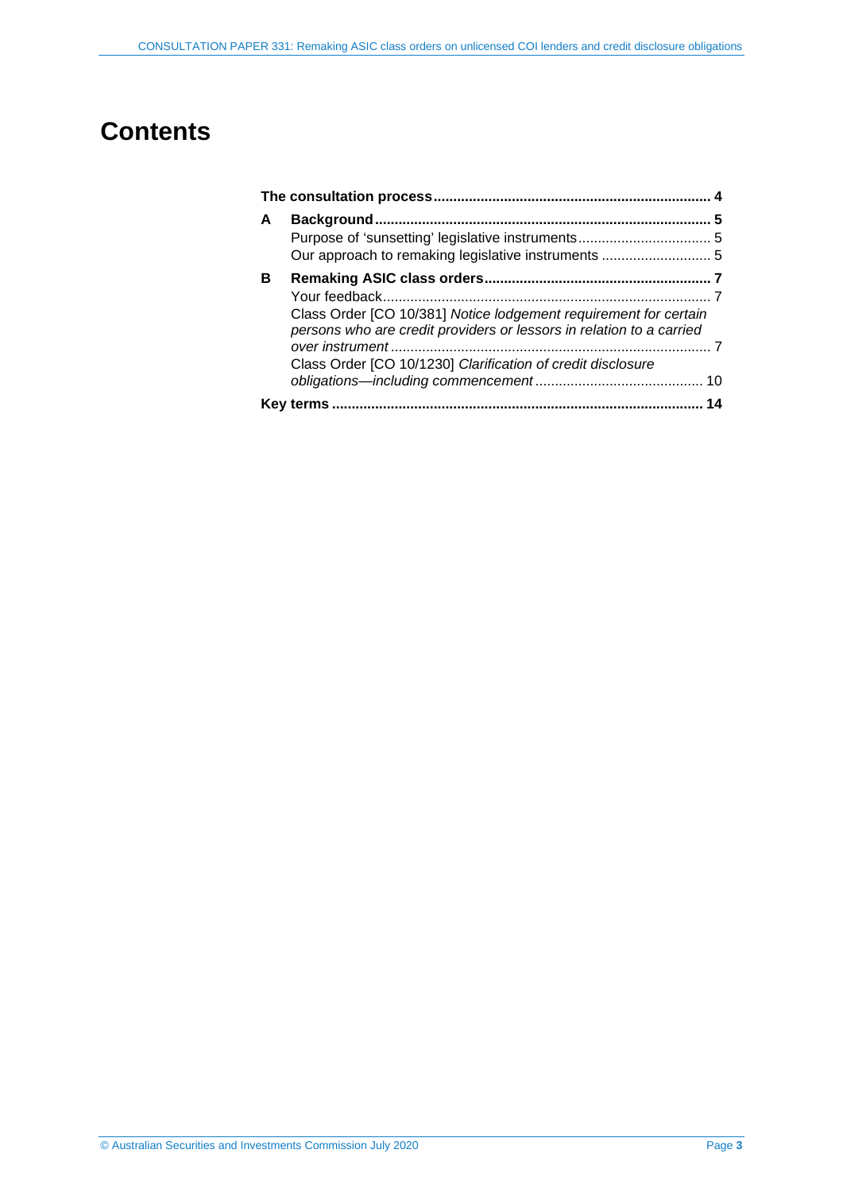# Contents

| | | |
|---|---|---|
| **The consultation process** | | **4** |
| **A** | **Background** | **5** |
| | Purpose of 'sunsetting' legislative instruments | 5 |
| | Our approach to remaking legislative instruments | 5 |
| **B** | **Remaking ASIC class orders** | **7** |
| | Your feedback | 7 |
| | Class Order [CO 10/381] *Notice lodgement requirement for certain persons who are credit providers or lessors in relation to a carried over instrument* | 7 |
| | Class Order [CO 10/1230] *Clarification of credit disclosure obligations—including commencement* | 10 |
| **Key terms** | | **14** |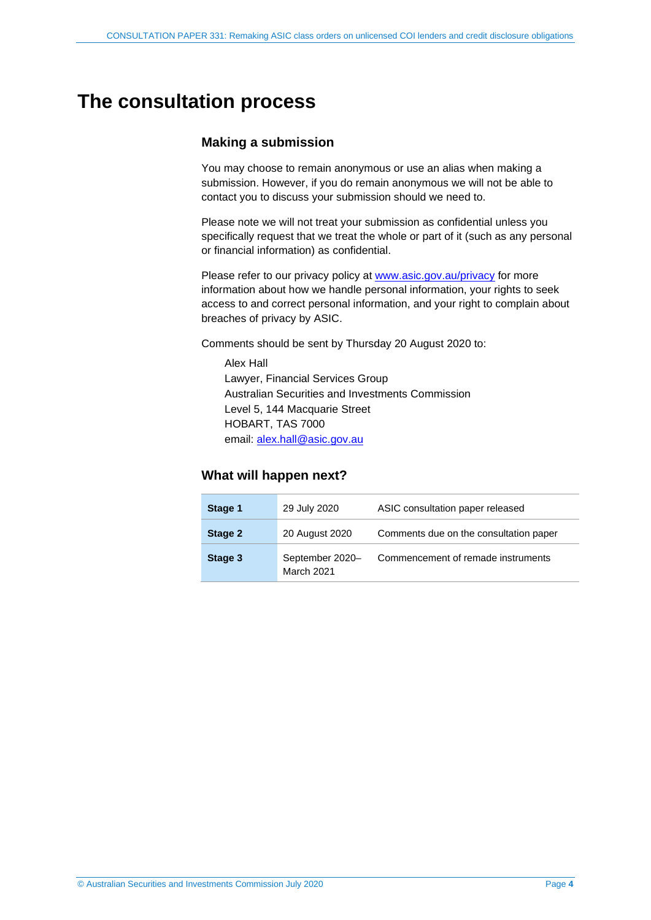# The consultation process

## Making a submission

You may choose to remain anonymous or use an alias when making a submission. However, if you do remain anonymous we will not be able to contact you to discuss your submission should we need to.

Please note we will not treat your submission as confidential unless you specifically request that we treat the whole or part of it (such as any personal or financial information) as confidential.

Please refer to our privacy policy at www.asic.gov.au/privacy for more information about how we handle personal information, your rights to seek access to and correct personal information, and your right to complain about breaches of privacy by ASIC.

Comments should be sent by Thursday 20 August 2020 to:

Alex Hall
Lawyer, Financial Services Group
Australian Securities and Investments Commission
Level 5, 144 Macquarie Street
HOBART, TAS 7000
email: alex.hall@asic.gov.au

## What will happen next?

| | | |
|---|---|---|
| **Stage 1** | 29 July 2020 | ASIC consultation paper released |
| **Stage 2** | 20 August 2020 | Comments due on the consultation paper |
| **Stage 3** | September 2020–March 2021 | Commencement of remade instruments |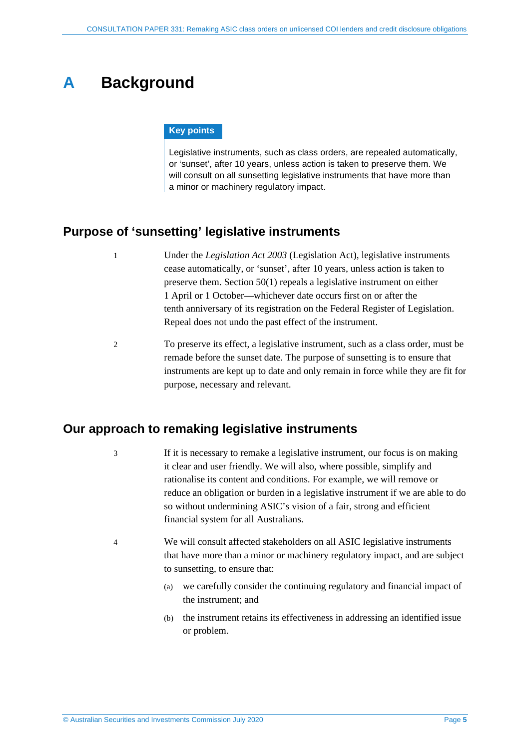# A Background

**Key points**

Legislative instruments, such as class orders, are repealed automatically, or 'sunset', after 10 years, unless action is taken to preserve them. We will consult on all sunsetting legislative instruments that have more than a minor or machinery regulatory impact.

## Purpose of 'sunsetting' legislative instruments

1 Under the *Legislation Act 2003* (Legislation Act), legislative instruments cease automatically, or 'sunset', after 10 years, unless action is taken to preserve them. Section 50(1) repeals a legislative instrument on either 1 April or 1 October—whichever date occurs first on or after the tenth anniversary of its registration on the Federal Register of Legislation. Repeal does not undo the past effect of the instrument.

2 To preserve its effect, a legislative instrument, such as a class order, must be remade before the sunset date. The purpose of sunsetting is to ensure that instruments are kept up to date and only remain in force while they are fit for purpose, necessary and relevant.

## Our approach to remaking legislative instruments

3 If it is necessary to remake a legislative instrument, our focus is on making it clear and user friendly. We will also, where possible, simplify and rationalise its content and conditions. For example, we will remove or reduce an obligation or burden in a legislative instrument if we are able to do so without undermining ASIC's vision of a fair, strong and efficient financial system for all Australians.

4 We will consult affected stakeholders on all ASIC legislative instruments that have more than a minor or machinery regulatory impact, and are subject to sunsetting, to ensure that:

(a) we carefully consider the continuing regulatory and financial impact of the instrument; and

(b) the instrument retains its effectiveness in addressing an identified issue or problem.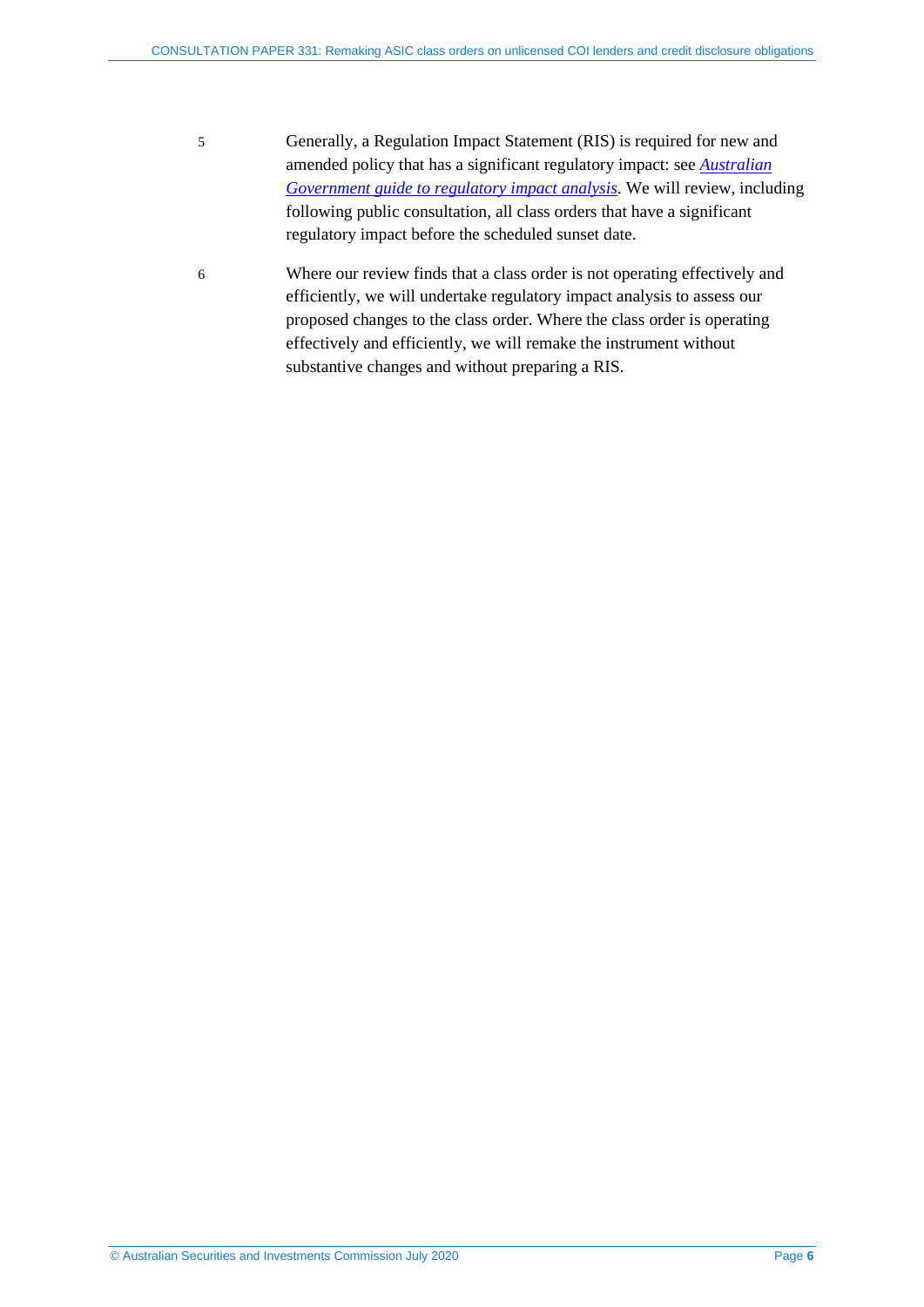5 Generally, a Regulation Impact Statement (RIS) is required for new and amended policy that has a significant regulatory impact: see *Australian Government guide to regulatory impact analysis*. We will review, including following public consultation, all class orders that have a significant regulatory impact before the scheduled sunset date.

6 Where our review finds that a class order is not operating effectively and efficiently, we will undertake regulatory impact analysis to assess our proposed changes to the class order. Where the class order is operating effectively and efficiently, we will remake the instrument without substantive changes and without preparing a RIS.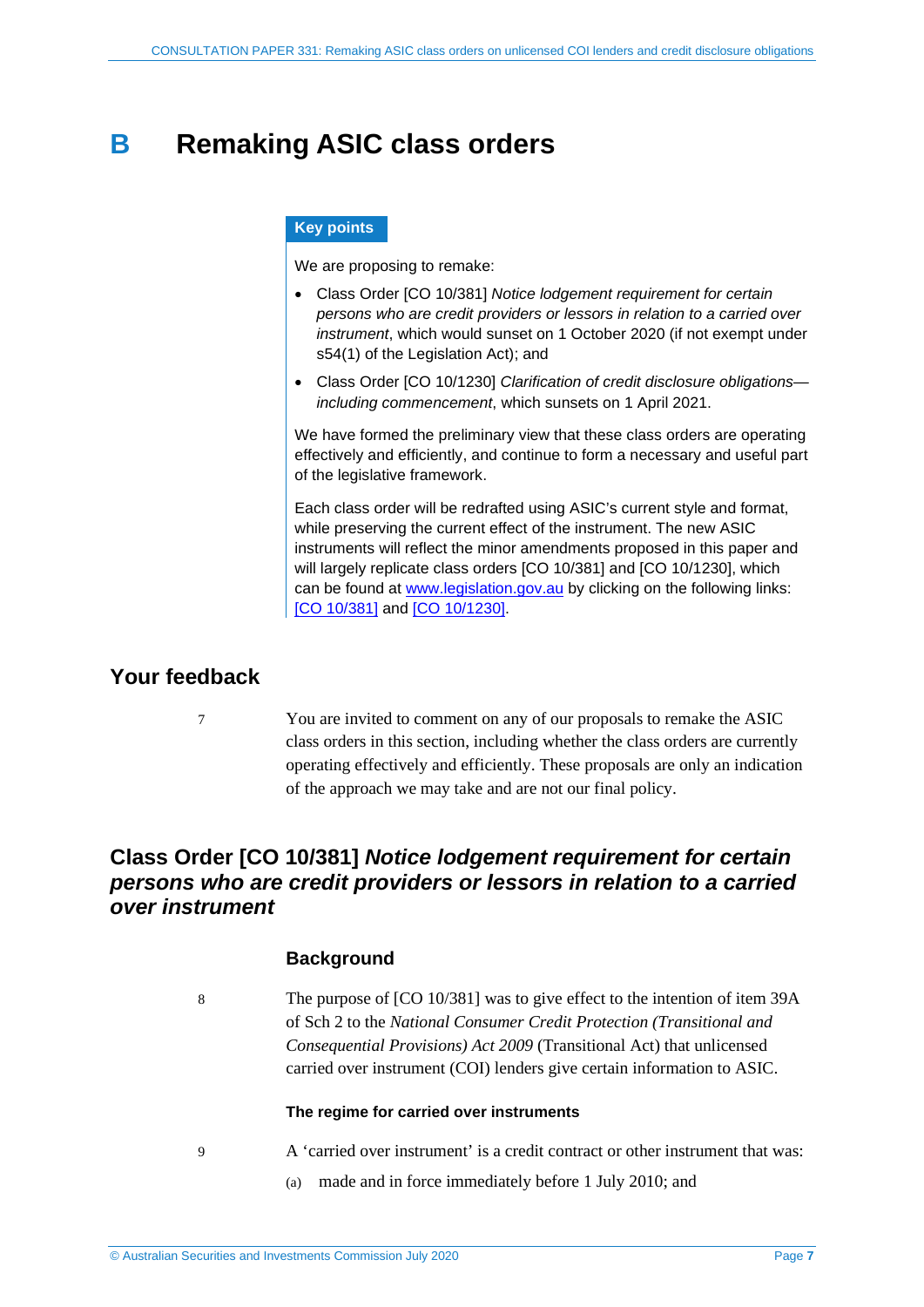# B Remaking ASIC class orders

**Key points**

We are proposing to remake:

- Class Order [CO 10/381] *Notice lodgement requirement for certain persons who are credit providers or lessors in relation to a carried over instrument*, which would sunset on 1 October 2020 (if not exempt under s54(1) of the Legislation Act); and
- Class Order [CO 10/1230] *Clarification of credit disclosure obligations—including commencement*, which sunsets on 1 April 2021.

We have formed the preliminary view that these class orders are operating effectively and efficiently, and continue to form a necessary and useful part of the legislative framework.

Each class order will be redrafted using ASIC's current style and format, while preserving the current effect of the instrument. The new ASIC instruments will reflect the minor amendments proposed in this paper and will largely replicate class orders [CO 10/381] and [CO 10/1230], which can be found at www.legislation.gov.au by clicking on the following links: [CO 10/381] and [CO 10/1230].

## Your feedback

7 You are invited to comment on any of our proposals to remake the ASIC class orders in this section, including whether the class orders are currently operating effectively and efficiently. These proposals are only an indication of the approach we may take and are not our final policy.

## Class Order [CO 10/381] *Notice lodgement requirement for certain persons who are credit providers or lessors in relation to a carried over instrument*

### Background

8 The purpose of [CO 10/381] was to give effect to the intention of item 39A of Sch 2 to the *National Consumer Credit Protection (Transitional and Consequential Provisions) Act 2009* (Transitional Act) that unlicensed carried over instrument (COI) lenders give certain information to ASIC.

#### The regime for carried over instruments

9 A 'carried over instrument' is a credit contract or other instrument that was:

(a) made and in force immediately before 1 July 2010; and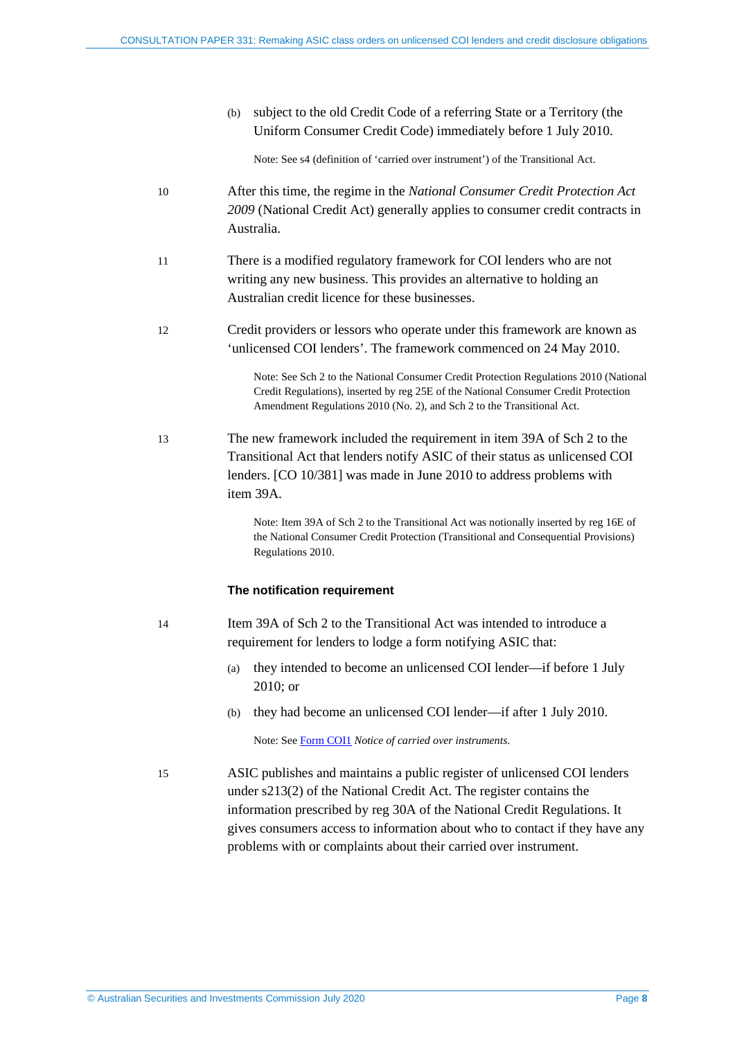(b) subject to the old Credit Code of a referring State or a Territory (the Uniform Consumer Credit Code) immediately before 1 July 2010.

Note: See s4 (definition of 'carried over instrument') of the Transitional Act.

10 After this time, the regime in the *National Consumer Credit Protection Act 2009* (National Credit Act) generally applies to consumer credit contracts in Australia.

11 There is a modified regulatory framework for COI lenders who are not writing any new business. This provides an alternative to holding an Australian credit licence for these businesses.

12 Credit providers or lessors who operate under this framework are known as 'unlicensed COI lenders'. The framework commenced on 24 May 2010.

Note: See Sch 2 to the National Consumer Credit Protection Regulations 2010 (National Credit Regulations), inserted by reg 25E of the National Consumer Credit Protection Amendment Regulations 2010 (No. 2), and Sch 2 to the Transitional Act.

13 The new framework included the requirement in item 39A of Sch 2 to the Transitional Act that lenders notify ASIC of their status as unlicensed COI lenders. [CO 10/381] was made in June 2010 to address problems with item 39A.

Note: Item 39A of Sch 2 to the Transitional Act was notionally inserted by reg 16E of the National Consumer Credit Protection (Transitional and Consequential Provisions) Regulations 2010.

### The notification requirement

14 Item 39A of Sch 2 to the Transitional Act was intended to introduce a requirement for lenders to lodge a form notifying ASIC that:

(a) they intended to become an unlicensed COI lender—if before 1 July 2010; or

(b) they had become an unlicensed COI lender—if after 1 July 2010.

Note: See Form COI1 *Notice of carried over instruments.*

15 ASIC publishes and maintains a public register of unlicensed COI lenders under s213(2) of the National Credit Act. The register contains the information prescribed by reg 30A of the National Credit Regulations. It gives consumers access to information about who to contact if they have any problems with or complaints about their carried over instrument.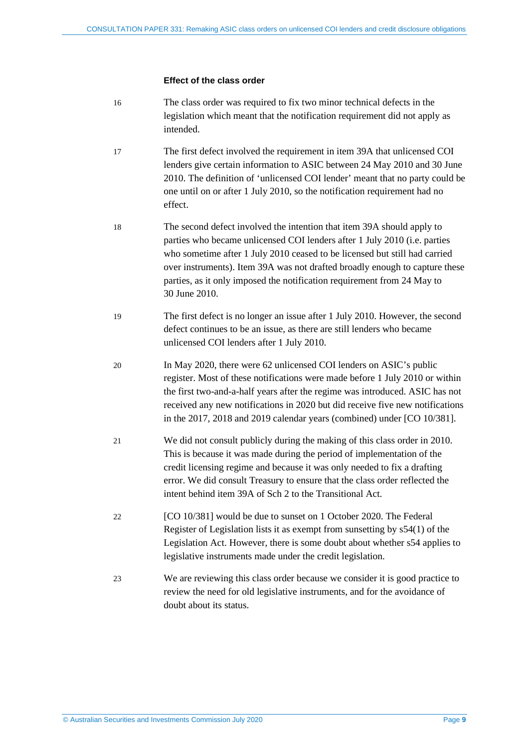### Effect of the class order

16 The class order was required to fix two minor technical defects in the legislation which meant that the notification requirement did not apply as intended.

17 The first defect involved the requirement in item 39A that unlicensed COI lenders give certain information to ASIC between 24 May 2010 and 30 June 2010. The definition of 'unlicensed COI lender' meant that no party could be one until on or after 1 July 2010, so the notification requirement had no effect.

18 The second defect involved the intention that item 39A should apply to parties who became unlicensed COI lenders after 1 July 2010 (i.e. parties who sometime after 1 July 2010 ceased to be licensed but still had carried over instruments). Item 39A was not drafted broadly enough to capture these parties, as it only imposed the notification requirement from 24 May to 30 June 2010.

19 The first defect is no longer an issue after 1 July 2010. However, the second defect continues to be an issue, as there are still lenders who became unlicensed COI lenders after 1 July 2010.

20 In May 2020, there were 62 unlicensed COI lenders on ASIC's public register. Most of these notifications were made before 1 July 2010 or within the first two-and-a-half years after the regime was introduced. ASIC has not received any new notifications in 2020 but did receive five new notifications in the 2017, 2018 and 2019 calendar years (combined) under [CO 10/381].

21 We did not consult publicly during the making of this class order in 2010. This is because it was made during the period of implementation of the credit licensing regime and because it was only needed to fix a drafting error. We did consult Treasury to ensure that the class order reflected the intent behind item 39A of Sch 2 to the Transitional Act.

22 [CO 10/381] would be due to sunset on 1 October 2020. The Federal Register of Legislation lists it as exempt from sunsetting by s54(1) of the Legislation Act. However, there is some doubt about whether s54 applies to legislative instruments made under the credit legislation.

23 We are reviewing this class order because we consider it is good practice to review the need for old legislative instruments, and for the avoidance of doubt about its status.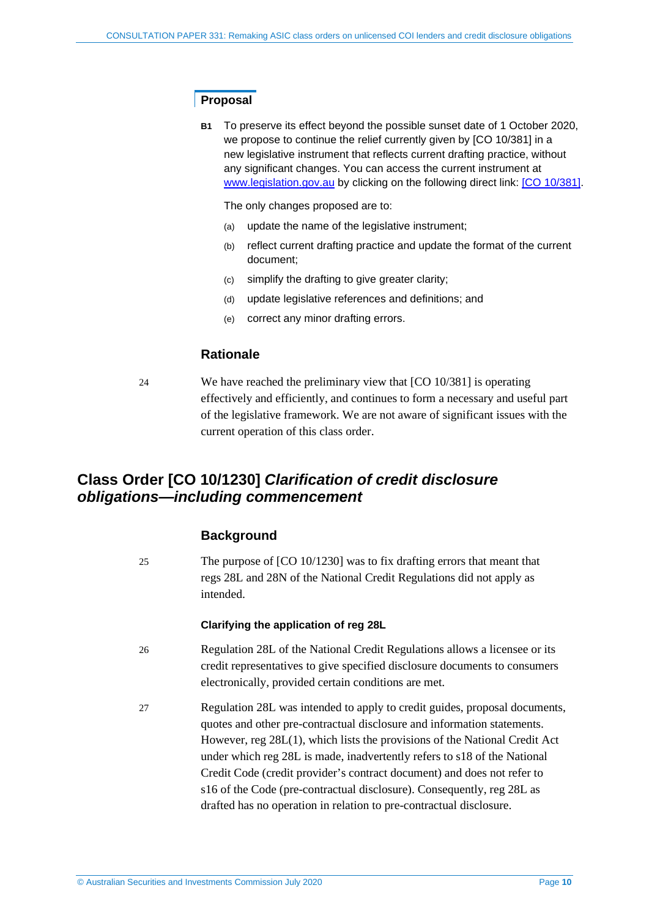### Proposal

**B1** To preserve its effect beyond the possible sunset date of 1 October 2020, we propose to continue the relief currently given by [CO 10/381] in a new legislative instrument that reflects current drafting practice, without any significant changes. You can access the current instrument at www.legislation.gov.au by clicking on the following direct link: [CO 10/381].

The only changes proposed are to:

(a) update the name of the legislative instrument;

(b) reflect current drafting practice and update the format of the current document;

(c) simplify the drafting to give greater clarity;

(d) update legislative references and definitions; and

(e) correct any minor drafting errors.

### Rationale

24 We have reached the preliminary view that [CO 10/381] is operating effectively and efficiently, and continues to form a necessary and useful part of the legislative framework. We are not aware of significant issues with the current operation of this class order.

## Class Order [CO 10/1230] *Clarification of credit disclosure obligations—including commencement*

### Background

25 The purpose of [CO 10/1230] was to fix drafting errors that meant that regs 28L and 28N of the National Credit Regulations did not apply as intended.

#### Clarifying the application of reg 28L

26 Regulation 28L of the National Credit Regulations allows a licensee or its credit representatives to give specified disclosure documents to consumers electronically, provided certain conditions are met.

27 Regulation 28L was intended to apply to credit guides, proposal documents, quotes and other pre-contractual disclosure and information statements. However, reg 28L(1), which lists the provisions of the National Credit Act under which reg 28L is made, inadvertently refers to s18 of the National Credit Code (credit provider's contract document) and does not refer to s16 of the Code (pre-contractual disclosure). Consequently, reg 28L as drafted has no operation in relation to pre-contractual disclosure.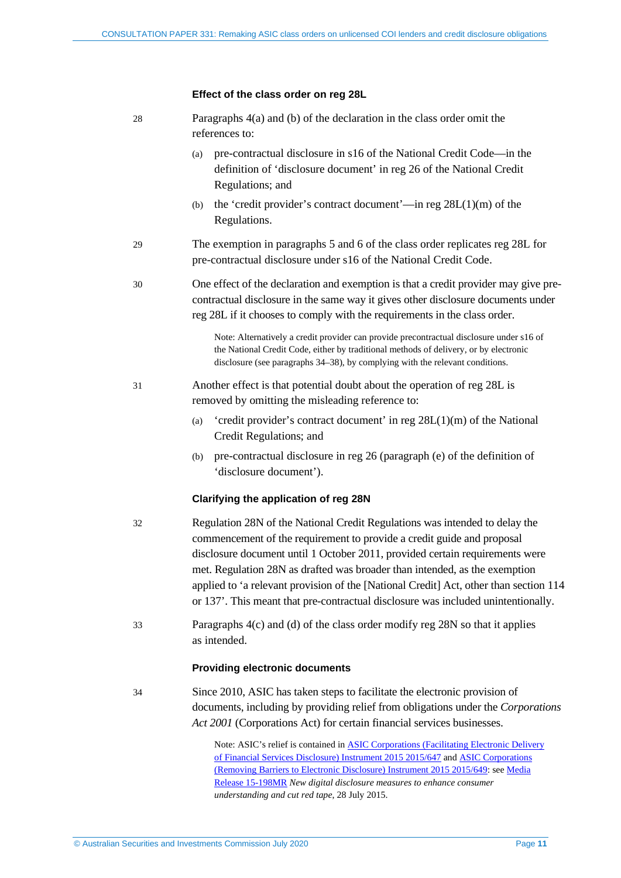### Effect of the class order on reg 28L

28 Paragraphs 4(a) and (b) of the declaration in the class order omit the references to:

(a) pre-contractual disclosure in s16 of the National Credit Code—in the definition of 'disclosure document' in reg 26 of the National Credit Regulations; and

(b) the 'credit provider's contract document'—in reg 28L(1)(m) of the Regulations.

29 The exemption in paragraphs 5 and 6 of the class order replicates reg 28L for pre-contractual disclosure under s16 of the National Credit Code.

30 One effect of the declaration and exemption is that a credit provider may give pre-contractual disclosure in the same way it gives other disclosure documents under reg 28L if it chooses to comply with the requirements in the class order.

> Note: Alternatively a credit provider can provide precontractual disclosure under s16 of the National Credit Code, either by traditional methods of delivery, or by electronic disclosure (see paragraphs 34–38), by complying with the relevant conditions.

31 Another effect is that potential doubt about the operation of reg 28L is removed by omitting the misleading reference to:

(a) 'credit provider's contract document' in reg 28L(1)(m) of the National Credit Regulations; and

(b) pre-contractual disclosure in reg 26 (paragraph (e) of the definition of 'disclosure document').

### Clarifying the application of reg 28N

32 Regulation 28N of the National Credit Regulations was intended to delay the commencement of the requirement to provide a credit guide and proposal disclosure document until 1 October 2011, provided certain requirements were met. Regulation 28N as drafted was broader than intended, as the exemption applied to 'a relevant provision of the [National Credit] Act, other than section 114 or 137'. This meant that pre-contractual disclosure was included unintentionally.

33 Paragraphs 4(c) and (d) of the class order modify reg 28N so that it applies as intended.

### Providing electronic documents

34 Since 2010, ASIC has taken steps to facilitate the electronic provision of documents, including by providing relief from obligations under the *Corporations Act 2001* (Corporations Act) for certain financial services businesses.

> Note: ASIC's relief is contained in ASIC Corporations (Facilitating Electronic Delivery of Financial Services Disclosure) Instrument 2015 2015/647 and ASIC Corporations (Removing Barriers to Electronic Disclosure) Instrument 2015 2015/649: see Media Release 15-198MR *New digital disclosure measures to enhance consumer understanding and cut red tape*, 28 July 2015.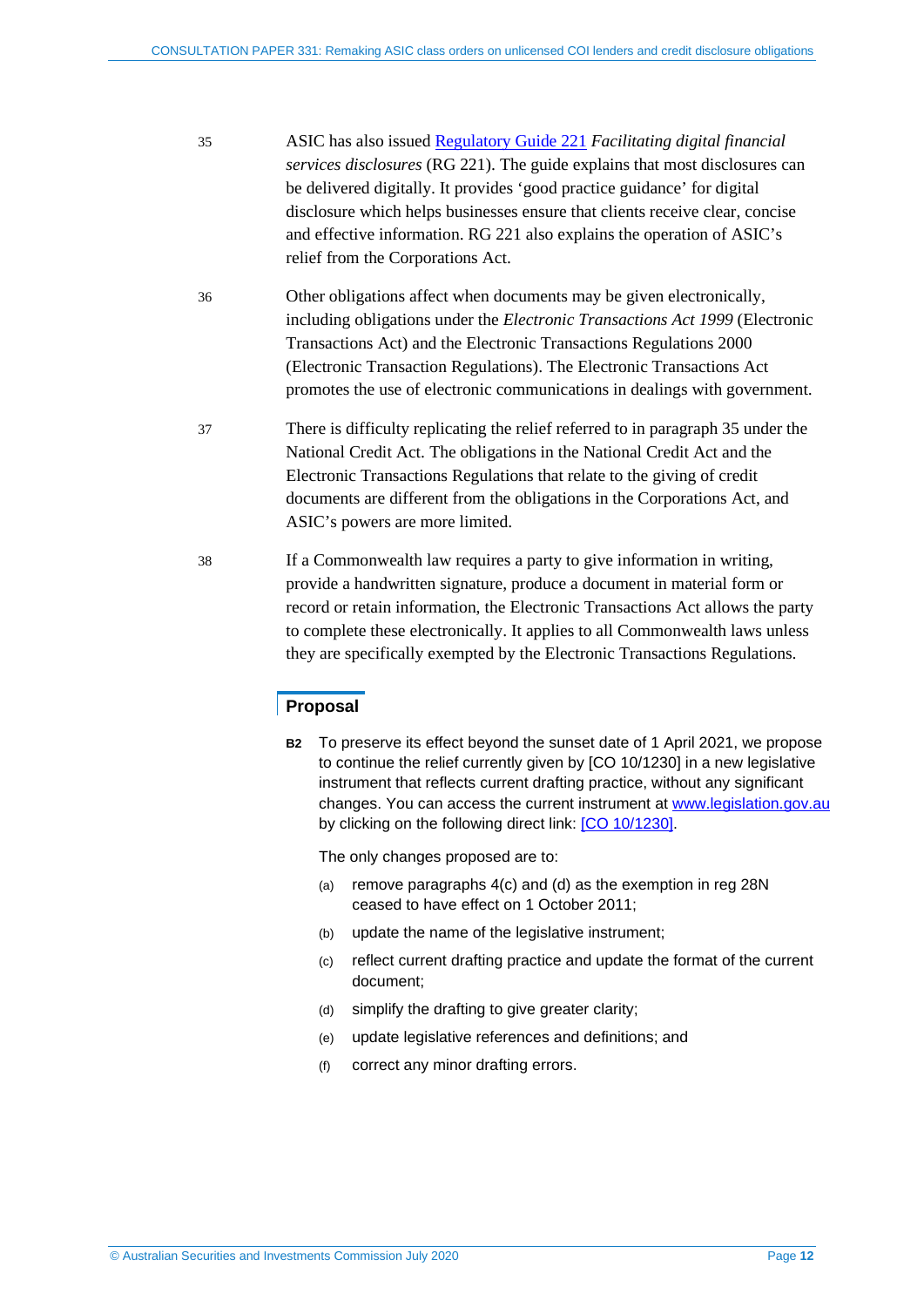35 ASIC has also issued [Regulatory Guide 221](https://asic.gov.au) *Facilitating digital financial services disclosures* (RG 221). The guide explains that most disclosures can be delivered digitally. It provides 'good practice guidance' for digital disclosure which helps businesses ensure that clients receive clear, concise and effective information. RG 221 also explains the operation of ASIC's relief from the Corporations Act.

36 Other obligations affect when documents may be given electronically, including obligations under the *Electronic Transactions Act 1999* (Electronic Transactions Act) and the Electronic Transactions Regulations 2000 (Electronic Transaction Regulations). The Electronic Transactions Act promotes the use of electronic communications in dealings with government.

37 There is difficulty replicating the relief referred to in paragraph 35 under the National Credit Act. The obligations in the National Credit Act and the Electronic Transactions Regulations that relate to the giving of credit documents are different from the obligations in the Corporations Act, and ASIC's powers are more limited.

38 If a Commonwealth law requires a party to give information in writing, provide a handwritten signature, produce a document in material form or record or retain information, the Electronic Transactions Act allows the party to complete these electronically. It applies to all Commonwealth laws unless they are specifically exempted by the Electronic Transactions Regulations.

## Proposal

**B2** To preserve its effect beyond the sunset date of 1 April 2021, we propose to continue the relief currently given by [CO 10/1230] in a new legislative instrument that reflects current drafting practice, without any significant changes. You can access the current instrument at [www.legislation.gov.au](http://www.legislation.gov.au) by clicking on the following direct link: [CO 10/1230].

The only changes proposed are to:

(a) remove paragraphs 4(c) and (d) as the exemption in reg 28N ceased to have effect on 1 October 2011;

(b) update the name of the legislative instrument;

(c) reflect current drafting practice and update the format of the current document;

(d) simplify the drafting to give greater clarity;

(e) update legislative references and definitions; and

(f) correct any minor drafting errors.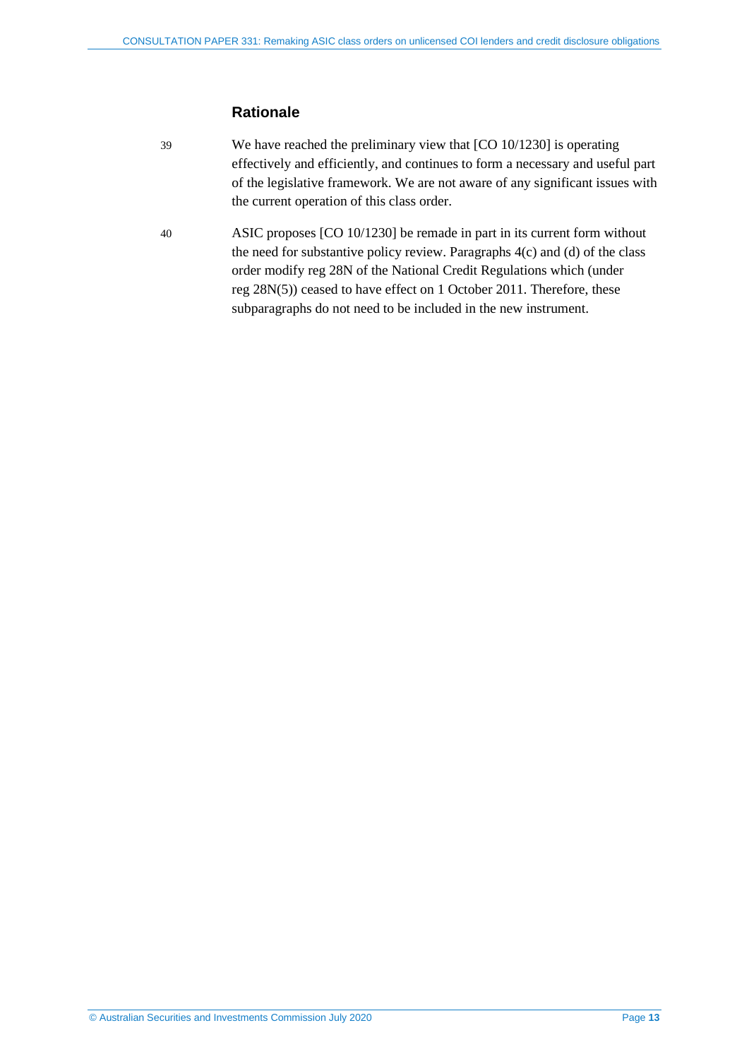### Rationale

39 We have reached the preliminary view that [CO 10/1230] is operating effectively and efficiently, and continues to form a necessary and useful part of the legislative framework. We are not aware of any significant issues with the current operation of this class order.

40 ASIC proposes [CO 10/1230] be remade in part in its current form without the need for substantive policy review. Paragraphs 4(c) and (d) of the class order modify reg 28N of the National Credit Regulations which (under reg 28N(5)) ceased to have effect on 1 October 2011. Therefore, these subparagraphs do not need to be included in the new instrument.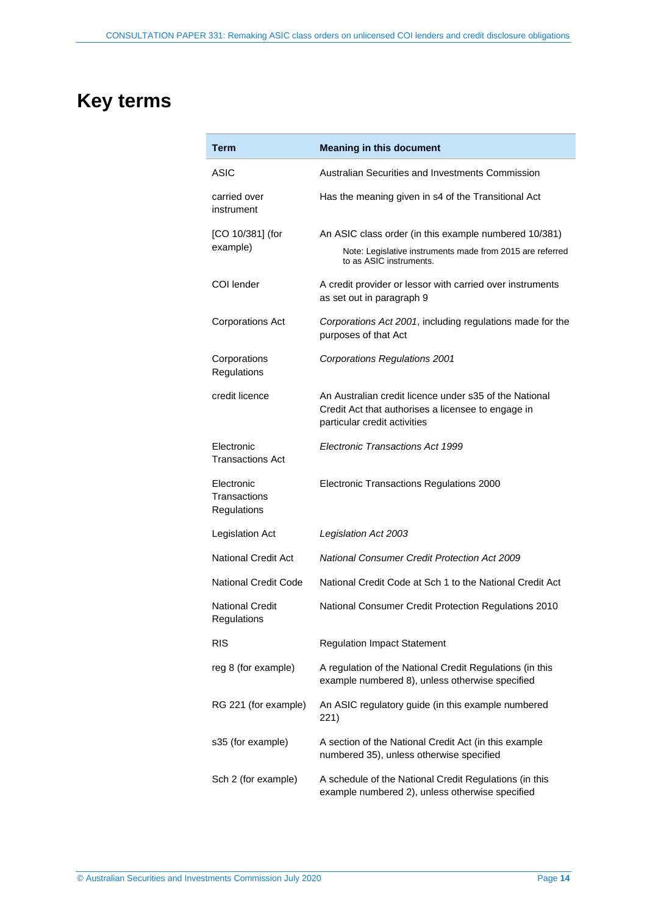# Key terms

| Term | Meaning in this document |
| --- | --- |
| ASIC | Australian Securities and Investments Commission |
| carried over instrument | Has the meaning given in s4 of the Transitional Act |
| [CO 10/381] (for example) | An ASIC class order (in this example numbered 10/381)<br>Note: Legislative instruments made from 2015 are referred to as ASIC instruments. |
| COI lender | A credit provider or lessor with carried over instruments as set out in paragraph 9 |
| Corporations Act | *Corporations Act 2001*, including regulations made for the purposes of that Act |
| Corporations Regulations | *Corporations Regulations 2001* |
| credit licence | An Australian credit licence under s35 of the National Credit Act that authorises a licensee to engage in particular credit activities |
| Electronic Transactions Act | *Electronic Transactions Act 1999* |
| Electronic Transactions Regulations | Electronic Transactions Regulations 2000 |
| Legislation Act | *Legislation Act 2003* |
| National Credit Act | *National Consumer Credit Protection Act 2009* |
| National Credit Code | National Credit Code at Sch 1 to the National Credit Act |
| National Credit Regulations | National Consumer Credit Protection Regulations 2010 |
| RIS | Regulation Impact Statement |
| reg 8 (for example) | A regulation of the National Credit Regulations (in this example numbered 8), unless otherwise specified |
| RG 221 (for example) | An ASIC regulatory guide (in this example numbered 221) |
| s35 (for example) | A section of the National Credit Act (in this example numbered 35), unless otherwise specified |
| Sch 2 (for example) | A schedule of the National Credit Regulations (in this example numbered 2), unless otherwise specified |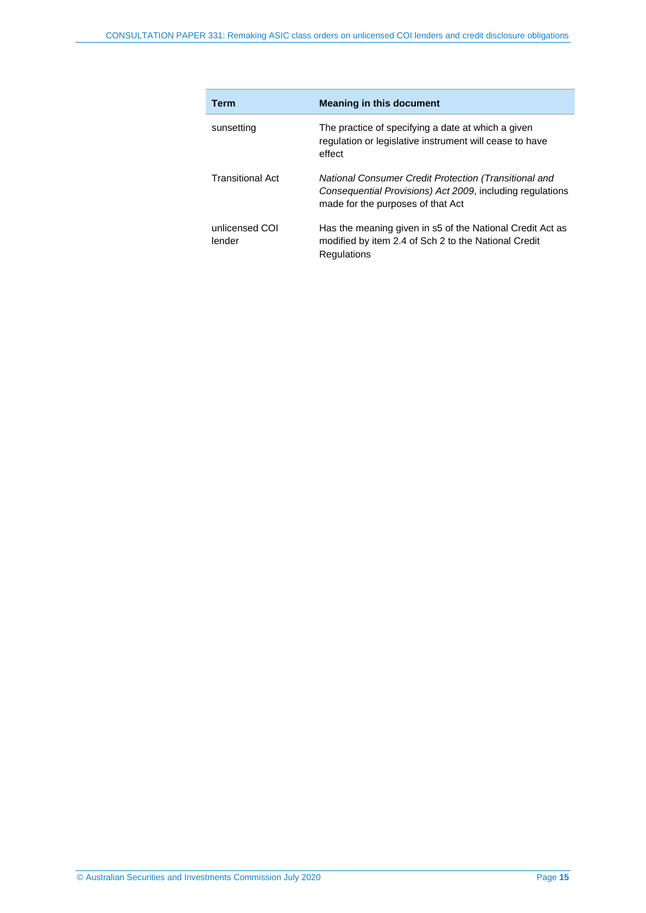| Term | Meaning in this document |
|---|---|
| sunsetting | The practice of specifying a date at which a given regulation or legislative instrument will cease to have effect |
| Transitional Act | *National Consumer Credit Protection (Transitional and Consequential Provisions) Act 2009*, including regulations made for the purposes of that Act |
| unlicensed COI lender | Has the meaning given in s5 of the National Credit Act as modified by item 2.4 of Sch 2 to the National Credit Regulations |